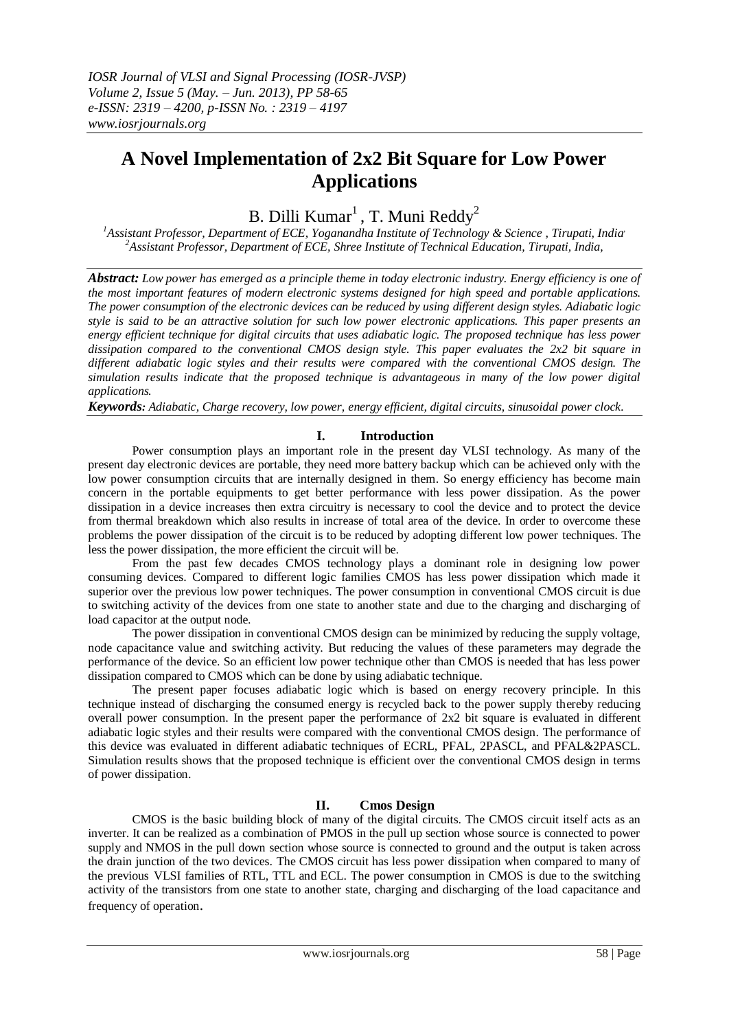# A Novel Implementation of 2x2 Bit Square for Low Power Applications

B. Dilli Kumar[1] , T. Muni Reddy[2]

[1]Assistant Professor, Department of ECE, Yoganandha Institute of Technology & Science , Tirupati, India
[2]Assistant Professor, Department of ECE, Shree Institute of Technical Education, Tirupati, India,

***Abstract:*** *Low power has emerged as a principle theme in today electronic industry. Energy efficiency is one of the most important features of modern electronic systems designed for high speed and portable applications. The power consumption of the electronic devices can be reduced by using different design styles. Adiabatic logic style is said to be an attractive solution for such low power electronic applications. This paper presents an energy efficient technique for digital circuits that uses adiabatic logic. The proposed technique has less power dissipation compared to the conventional CMOS design style. This paper evaluates the 2x2 bit square in different adiabatic logic styles and their results were compared with the conventional CMOS design. The simulation results indicate that the proposed technique is advantageous in many of the low power digital applications.*

***Keywords****: Adiabatic, Charge recovery, low power, energy efficient, digital circuits, sinusoidal power clock.*

## I. Introduction

Power consumption plays an important role in the present day VLSI technology. As many of the present day electronic devices are portable, they need more battery backup which can be achieved only with the low power consumption circuits that are internally designed in them. So energy efficiency has become main concern in the portable equipments to get better performance with less power dissipation. As the power dissipation in a device increases then extra circuitry is necessary to cool the device and to protect the device from thermal breakdown which also results in increase of total area of the device. In order to overcome these problems the power dissipation of the circuit is to be reduced by adopting different low power techniques. The less the power dissipation, the more efficient the circuit will be.

From the past few decades CMOS technology plays a dominant role in designing low power consuming devices. Compared to different logic families CMOS has less power dissipation which made it superior over the previous low power techniques. The power consumption in conventional CMOS circuit is due to switching activity of the devices from one state to another state and due to the charging and discharging of load capacitor at the output node.

The power dissipation in conventional CMOS design can be minimized by reducing the supply voltage, node capacitance value and switching activity. But reducing the values of these parameters may degrade the performance of the device. So an efficient low power technique other than CMOS is needed that has less power dissipation compared to CMOS which can be done by using adiabatic technique.

The present paper focuses adiabatic logic which is based on energy recovery principle. In this technique instead of discharging the consumed energy is recycled back to the power supply thereby reducing overall power consumption. In the present paper the performance of 2x2 bit square is evaluated in different adiabatic logic styles and their results were compared with the conventional CMOS design. The performance of this device was evaluated in different adiabatic techniques of ECRL, PFAL, 2PASCL, and PFAL&2PASCL. Simulation results shows that the proposed technique is efficient over the conventional CMOS design in terms of power dissipation.

## II. Cmos Design

CMOS is the basic building block of many of the digital circuits. The CMOS circuit itself acts as an inverter. It can be realized as a combination of PMOS in the pull up section whose source is connected to power supply and NMOS in the pull down section whose source is connected to ground and the output is taken across the drain junction of the two devices. The CMOS circuit has less power dissipation when compared to many of the previous VLSI families of RTL, TTL and ECL. The power consumption in CMOS is due to the switching activity of the transistors from one state to another state, charging and discharging of the load capacitance and frequency of operation.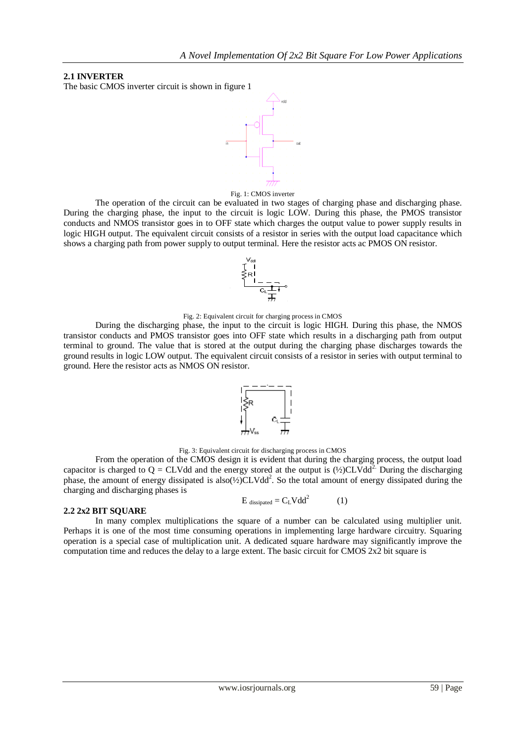### 2.1 INVERTER

The basic CMOS inverter circuit is shown in figure 1

Fig. 1: CMOS inverter

The operation of the circuit can be evaluated in two stages of charging phase and discharging phase. During the charging phase, the input to the circuit is logic LOW. During this phase, the PMOS transistor conducts and NMOS transistor goes in to OFF state which charges the output value to power supply results in logic HIGH output. The equivalent circuit consists of a resistor in series with the output load capacitance which shows a charging path from power supply to output terminal. Here the resistor acts ac PMOS ON resistor.

Fig. 2: Equivalent circuit for charging process in CMOS

During the discharging phase, the input to the circuit is logic HIGH. During this phase, the NMOS transistor conducts and PMOS transistor goes into OFF state which results in a discharging path from output terminal to ground. The value that is stored at the output during the charging phase discharges towards the ground results in logic LOW output. The equivalent circuit consists of a resistor in series with output terminal to ground. Here the resistor acts as NMOS ON resistor.

Fig. 3: Equivalent circuit for discharging process in CMOS

From the operation of the CMOS design it is evident that during the charging process, the output load capacitor is charged to Q = CLVdd and the energy stored at the output is (½)CLVdd$^2$. During the discharging phase, the amount of energy dissipated is also(½)CLVdd$^2$. So the total amount of energy dissipated during the charging and discharging phases is

$$E_{dissipated} = C_L Vdd^2 \qquad (1)$$

### 2.2 2x2 BIT SQUARE

In many complex multiplications the square of a number can be calculated using multiplier unit. Perhaps it is one of the most time consuming operations in implementing large hardware circuitry. Squaring operation is a special case of multiplication unit. A dedicated square hardware may significantly improve the computation time and reduces the delay to a large extent. The basic circuit for CMOS 2x2 bit square is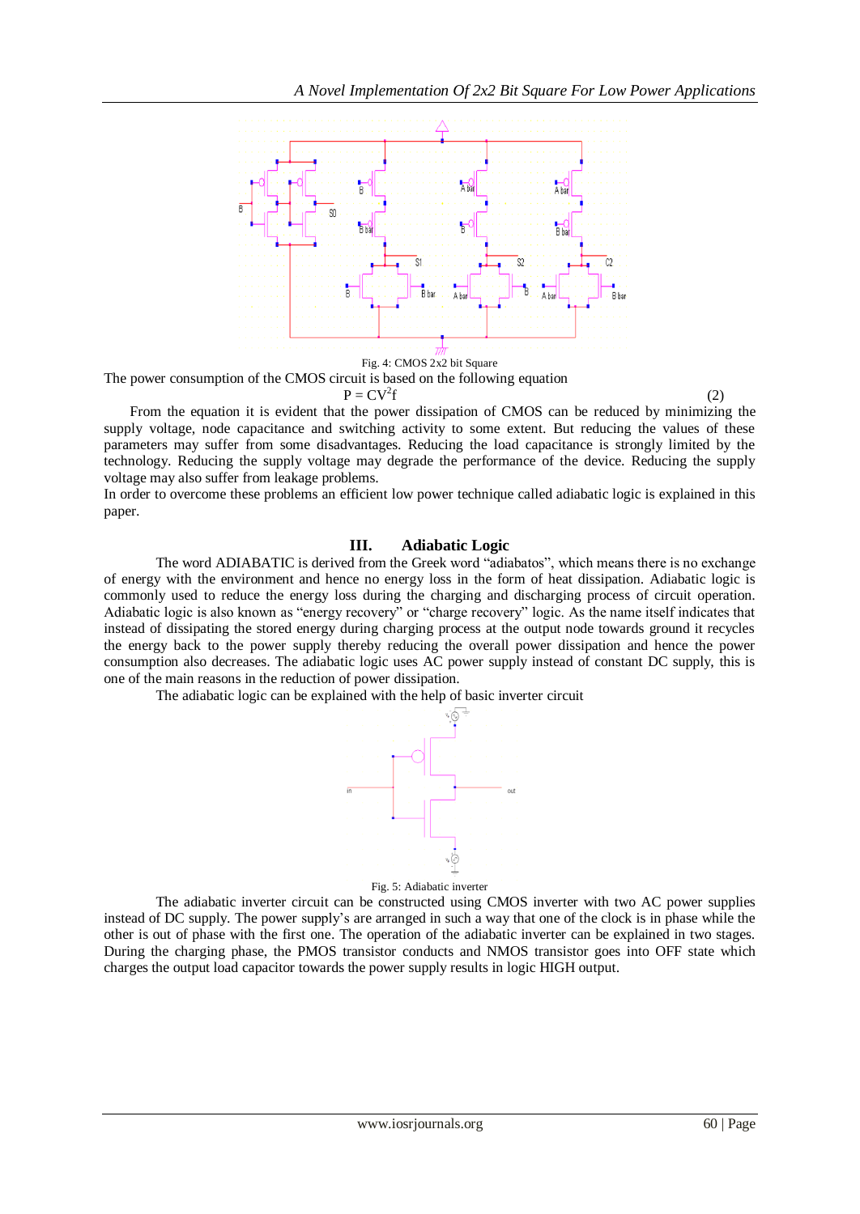Fig. 4: CMOS 2x2 bit Square

The power consumption of the CMOS circuit is based on the following equation

$$P = CV^2f \tag{2}$$

From the equation it is evident that the power dissipation of CMOS can be reduced by minimizing the supply voltage, node capacitance and switching activity to some extent. But reducing the values of these parameters may suffer from some disadvantages. Reducing the load capacitance is strongly limited by the technology. Reducing the supply voltage may degrade the performance of the device. Reducing the supply voltage may also suffer from leakage problems.

In order to overcome these problems an efficient low power technique called adiabatic logic is explained in this paper.

## III. Adiabatic Logic

The word ADIABATIC is derived from the Greek word "adiabatos", which means there is no exchange of energy with the environment and hence no energy loss in the form of heat dissipation. Adiabatic logic is commonly used to reduce the energy loss during the charging and discharging process of circuit operation. Adiabatic logic is also known as "energy recovery" or "charge recovery" logic. As the name itself indicates that instead of dissipating the stored energy during charging process at the output node towards ground it recycles the energy back to the power supply thereby reducing the overall power dissipation and hence the power consumption also decreases. The adiabatic logic uses AC power supply instead of constant DC supply, this is one of the main reasons in the reduction of power dissipation.

The adiabatic logic can be explained with the help of basic inverter circuit

Fig. 5: Adiabatic inverter

The adiabatic inverter circuit can be constructed using CMOS inverter with two AC power supplies instead of DC supply. The power supply's are arranged in such a way that one of the clock is in phase while the other is out of phase with the first one. The operation of the adiabatic inverter can be explained in two stages. During the charging phase, the PMOS transistor conducts and NMOS transistor goes into OFF state which charges the output load capacitor towards the power supply results in logic HIGH output.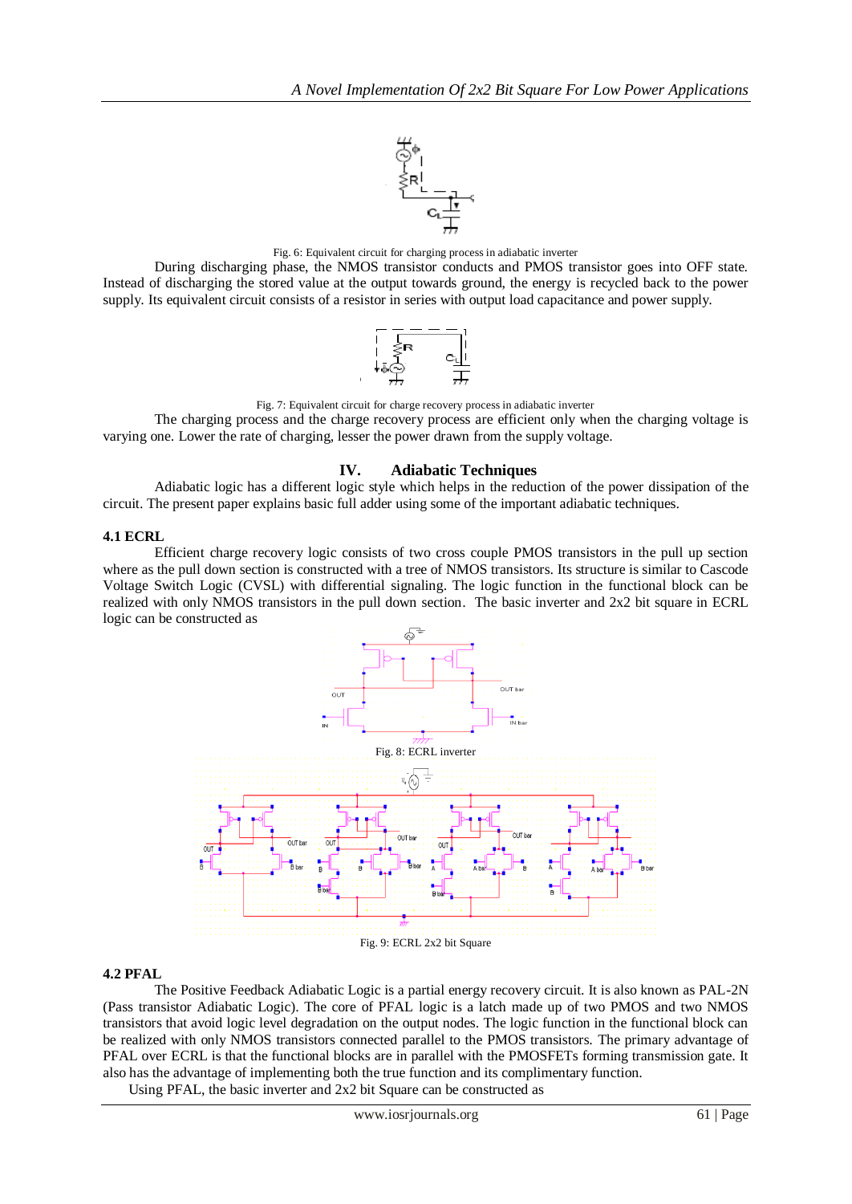Fig. 6: Equivalent circuit for charging process in adiabatic inverter

During discharging phase, the NMOS transistor conducts and PMOS transistor goes into OFF state. Instead of discharging the stored value at the output towards ground, the energy is recycled back to the power supply. Its equivalent circuit consists of a resistor in series with output load capacitance and power supply.

Fig. 7: Equivalent circuit for charge recovery process in adiabatic inverter

The charging process and the charge recovery process are efficient only when the charging voltage is varying one. Lower the rate of charging, lesser the power drawn from the supply voltage.

## IV. Adiabatic Techniques

Adiabatic logic has a different logic style which helps in the reduction of the power dissipation of the circuit. The present paper explains basic full adder using some of the important adiabatic techniques.

### 4.1 ECRL

Efficient charge recovery logic consists of two cross couple PMOS transistors in the pull up section where as the pull down section is constructed with a tree of NMOS transistors. Its structure is similar to Cascode Voltage Switch Logic (CVSL) with differential signaling. The logic function in the functional block can be realized with only NMOS transistors in the pull down section. The basic inverter and 2x2 bit square in ECRL logic can be constructed as

Fig. 8: ECRL inverter

Fig. 9: ECRL 2x2 bit Square

### 4.2 PFAL

The Positive Feedback Adiabatic Logic is a partial energy recovery circuit. It is also known as PAL-2N (Pass transistor Adiabatic Logic). The core of PFAL logic is a latch made up of two PMOS and two NMOS transistors that avoid logic level degradation on the output nodes. The logic function in the functional block can be realized with only NMOS transistors connected parallel to the PMOS transistors. The primary advantage of PFAL over ECRL is that the functional blocks are in parallel with the PMOSFETs forming transmission gate. It also has the advantage of implementing both the true function and its complimentary function.

Using PFAL, the basic inverter and 2x2 bit Square can be constructed as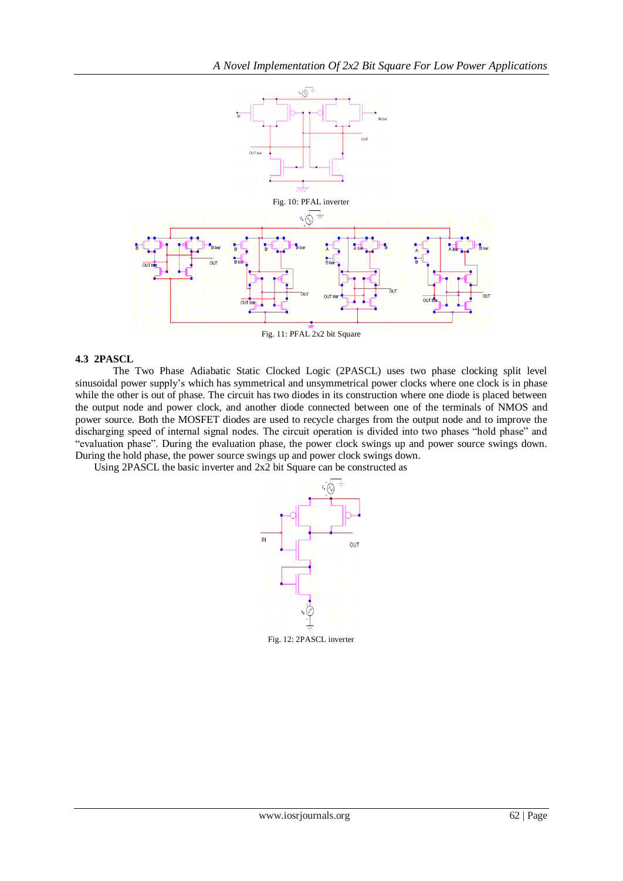Fig. 10: PFAL inverter

Fig. 11: PFAL 2x2 bit Square

### 4.3 2PASCL

The Two Phase Adiabatic Static Clocked Logic (2PASCL) uses two phase clocking split level sinusoidal power supply's which has symmetrical and unsymmetrical power clocks where one clock is in phase while the other is out of phase. The circuit has two diodes in its construction where one diode is placed between the output node and power clock, and another diode connected between one of the terminals of NMOS and power source. Both the MOSFET diodes are used to recycle charges from the output node and to improve the discharging speed of internal signal nodes. The circuit operation is divided into two phases "hold phase" and "evaluation phase". During the evaluation phase, the power clock swings up and power source swings down. During the hold phase, the power source swings up and power clock swings down.

Using 2PASCL the basic inverter and 2x2 bit Square can be constructed as

Fig. 12: 2PASCL inverter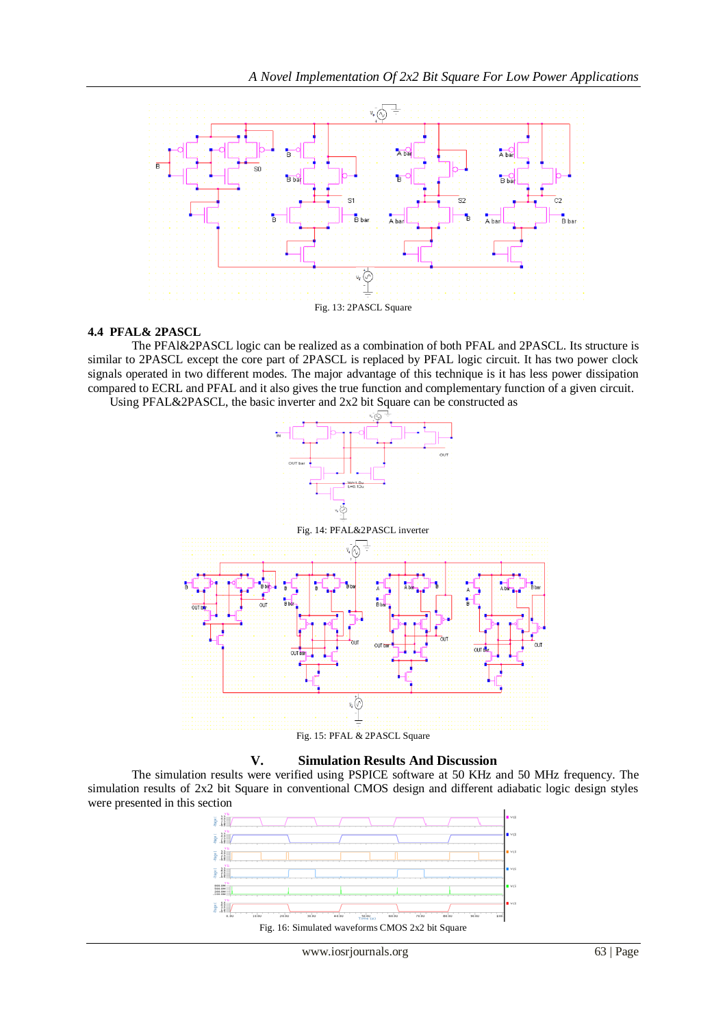Fig. 13: 2PASCL Square

### 4.4 PFAL& 2PASCL

The PFAl&2PASCL logic can be realized as a combination of both PFAL and 2PASCL. Its structure is similar to 2PASCL except the core part of 2PASCL is replaced by PFAL logic circuit. It has two power clock signals operated in two different modes. The major advantage of this technique is it has less power dissipation compared to ECRL and PFAL and it also gives the true function and complementary function of a given circuit.

Using PFAL&2PASCL, the basic inverter and 2x2 bit Square can be constructed as

Fig. 14: PFAL&2PASCL inverter

Fig. 15: PFAL & 2PASCL Square

## V. Simulation Results And Discussion

The simulation results were verified using PSPICE software at 50 KHz and 50 MHz frequency. The simulation results of 2x2 bit Square in conventional CMOS design and different adiabatic logic design styles were presented in this section

Fig. 16: Simulated waveforms CMOS 2x2 bit Square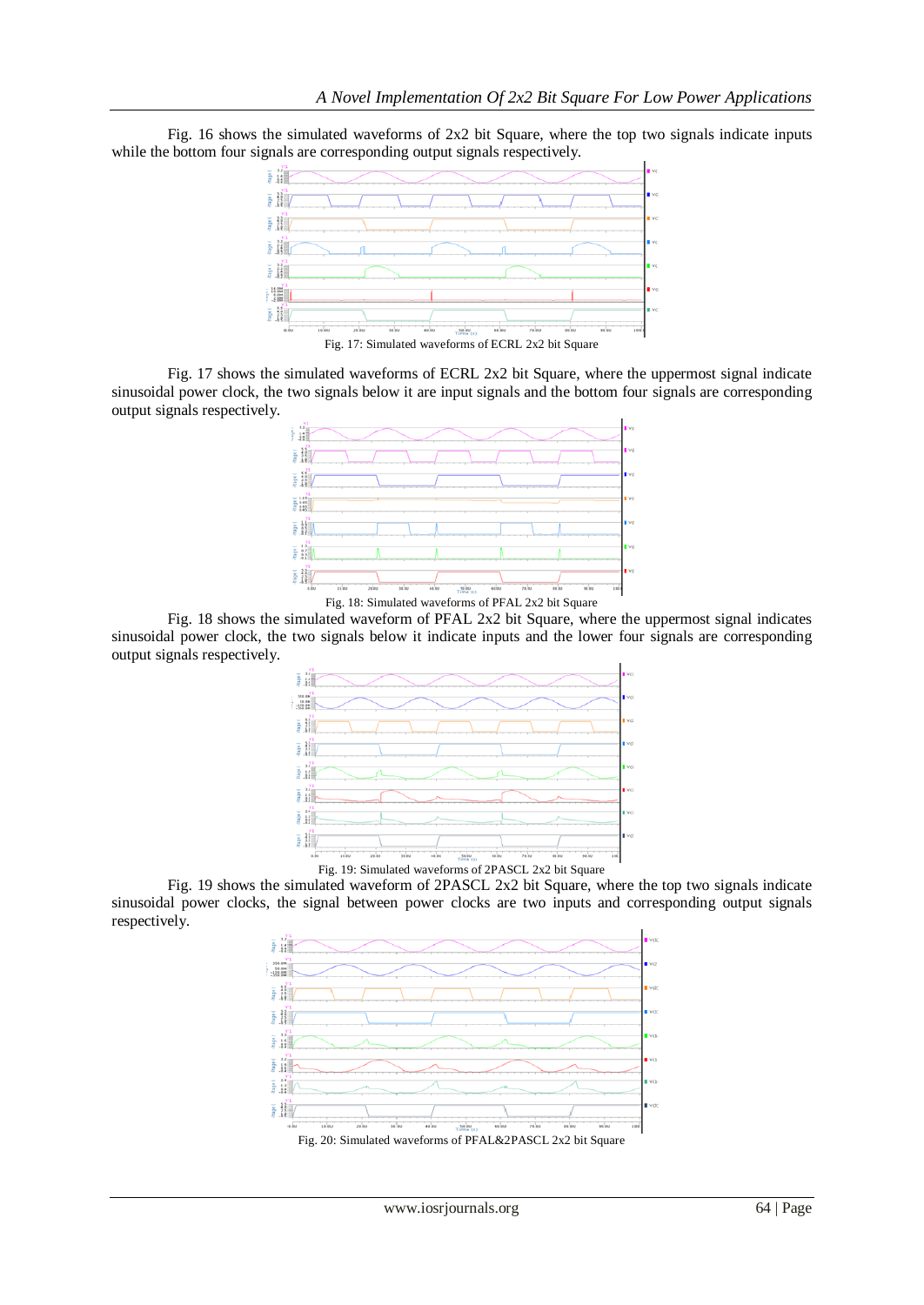Fig. 16 shows the simulated waveforms of 2x2 bit Square, where the top two signals indicate inputs while the bottom four signals are corresponding output signals respectively.

Fig. 17: Simulated waveforms of ECRL 2x2 bit Square

Fig. 17 shows the simulated waveforms of ECRL 2x2 bit Square, where the uppermost signal indicate sinusoidal power clock, the two signals below it are input signals and the bottom four signals are corresponding output signals respectively.

Fig. 18: Simulated waveforms of PFAL 2x2 bit Square

Fig. 18 shows the simulated waveform of PFAL 2x2 bit Square, where the uppermost signal indicates sinusoidal power clock, the two signals below it indicate inputs and the lower four signals are corresponding output signals respectively.

Fig. 19: Simulated waveforms of 2PASCL 2x2 bit Square

Fig. 19 shows the simulated waveform of 2PASCL 2x2 bit Square, where the top two signals indicate sinusoidal power clocks, the signal between power clocks are two inputs and corresponding output signals respectively.

Fig. 20: Simulated waveforms of PFAL&2PASCL 2x2 bit Square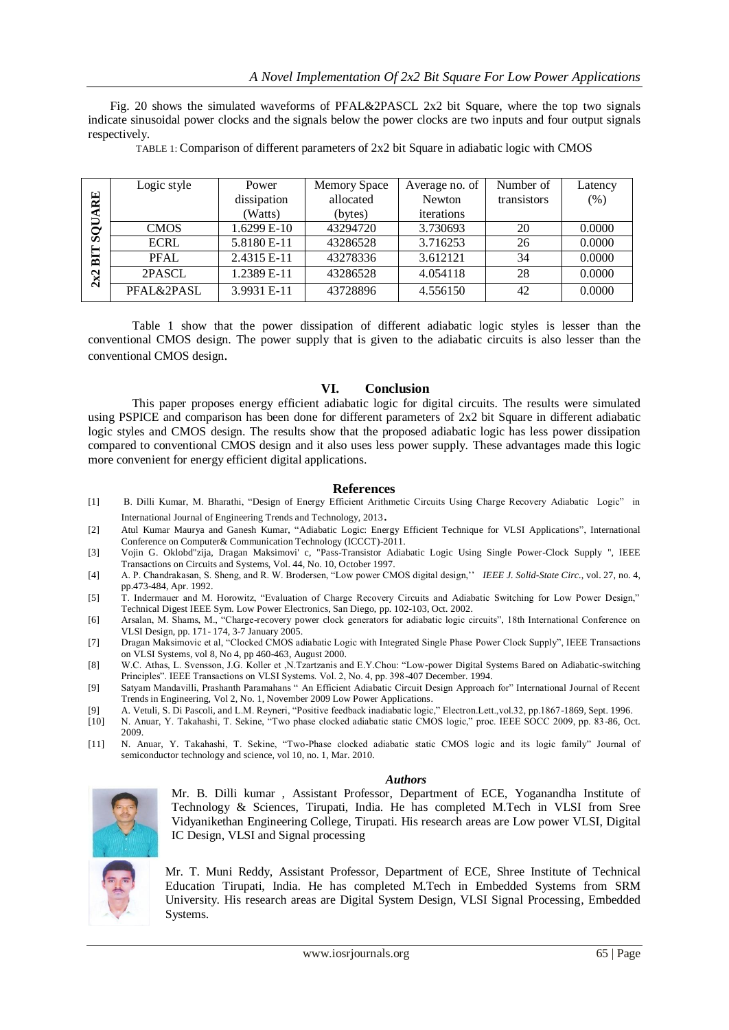Fig. 20 shows the simulated waveforms of PFAL&2PASCL 2x2 bit Square, where the top two signals indicate sinusoidal power clocks and the signals below the power clocks are two inputs and four output signals respectively.

TABLE 1: Comparison of different parameters of 2x2 bit Square in adiabatic logic with CMOS

| | Logic style | Power dissipation (Watts) | Memory Space allocated (bytes) | Average no. of Newton iterations | Number of transistors | Latency (%) |
|---|---|---|---|---|---|---|
| 2x2 BIT SQUARE | CMOS | 1.6299 E-10 | 43294720 | 3.730693 | 20 | 0.0000 |
| | ECRL | 5.8180 E-11 | 43286528 | 3.716253 | 26 | 0.0000 |
| | PFAL | 2.4315 E-11 | 43278336 | 3.612121 | 34 | 0.0000 |
| | 2PASCL | 1.2389 E-11 | 43286528 | 4.054118 | 28 | 0.0000 |
| | PFAL&2PASL | 3.9931 E-11 | 43728896 | 4.556150 | 42 | 0.0000 |

Table 1 show that the power dissipation of different adiabatic logic styles is lesser than the conventional CMOS design. The power supply that is given to the adiabatic circuits is also lesser than the conventional CMOS design.

## VI. Conclusion

This paper proposes energy efficient adiabatic logic for digital circuits. The results were simulated using PSPICE and comparison has been done for different parameters of 2x2 bit Square in different adiabatic logic styles and CMOS design. The results show that the proposed adiabatic logic has less power dissipation compared to conventional CMOS design and it also uses less power supply. These advantages made this logic more convenient for energy efficient digital applications.

## References

[1] B. Dilli Kumar, M. Bharathi, "Design of Energy Efficient Arithmetic Circuits Using Charge Recovery Adiabatic Logic" in International Journal of Engineering Trends and Technology, 2013.

[2] Atul Kumar Maurya and Ganesh Kumar, "Adiabatic Logic: Energy Efficient Technique for VLSI Applications", International Conference on Computer& Communication Technology (ICCCT)-2011.

[3] Vojin G. Oklobd"zija, Dragan Maksimovi' c, "Pass-Transistor Adiabatic Logic Using Single Power-Clock Supply ", IEEE Transactions on Circuits and Systems, Vol. 44, No. 10, October 1997.

[4] A. P. Chandrakasan, S. Sheng, and R. W. Brodersen, "Low power CMOS digital design,'' *IEEE J. Solid-State Circ.*, vol. 27, no. 4, pp.473-484, Apr. 1992.

[5] T. Indermauer and M. Horowitz, "Evaluation of Charge Recovery Circuits and Adiabatic Switching for Low Power Design," Technical Digest IEEE Sym. Low Power Electronics, San Diego, pp. 102-103, Oct. 2002.

[6] Arsalan, M. Shams, M., "Charge-recovery power clock generators for adiabatic logic circuits", 18th International Conference on VLSI Design, pp. 171- 174, 3-7 January 2005.

[7] Dragan Maksimovic et al, "Clocked CMOS adiabatic Logic with Integrated Single Phase Power Clock Supply", IEEE Transactions on VLSI Systems, vol 8, No 4, pp 460-463, August 2000.

[8] W.C. Athas, L. Svensson, J.G. Koller et ,N.Tzartzanis and E.Y.Chou: "Low-power Digital Systems Bared on Adiabatic-switching Principles". IEEE Transactions on VLSI Systems. Vol. 2, No. 4, pp. 398-407 December. 1994.

[9] Satyam Mandavilli, Prashanth Paramahans " An Efficient Adiabatic Circuit Design Approach for" International Journal of Recent Trends in Engineering, Vol 2, No. 1, November 2009 Low Power Applications.

[9] A. Vetuli, S. Di Pascoli, and L.M. Reyneri, "Positive feedback inadiabatic logic," Electron.Lett.,vol.32, pp.1867-1869, Sept. 1996.

[10] N. Anuar, Y. Takahashi, T. Sekine, "Two phase clocked adiabatic static CMOS logic," proc. IEEE SOCC 2009, pp. 83-86, Oct. 2009.

[11] N. Anuar, Y. Takahashi, T. Sekine, "Two-Phase clocked adiabatic static CMOS logic and its logic family" Journal of semiconductor technology and science, vol 10, no. 1, Mar. 2010.

### *Authors*

Mr. B. Dilli kumar , Assistant Professor, Department of ECE, Yoganandha Institute of Technology & Sciences, Tirupati, India. He has completed M.Tech in VLSI from Sree Vidyanikethan Engineering College, Tirupati. His research areas are Low power VLSI, Digital IC Design, VLSI and Signal processing

Mr. T. Muni Reddy, Assistant Professor, Department of ECE, Shree Institute of Technical Education Tirupati, India. He has completed M.Tech in Embedded Systems from SRM University. His research areas are Digital System Design, VLSI Signal Processing, Embedded Systems.